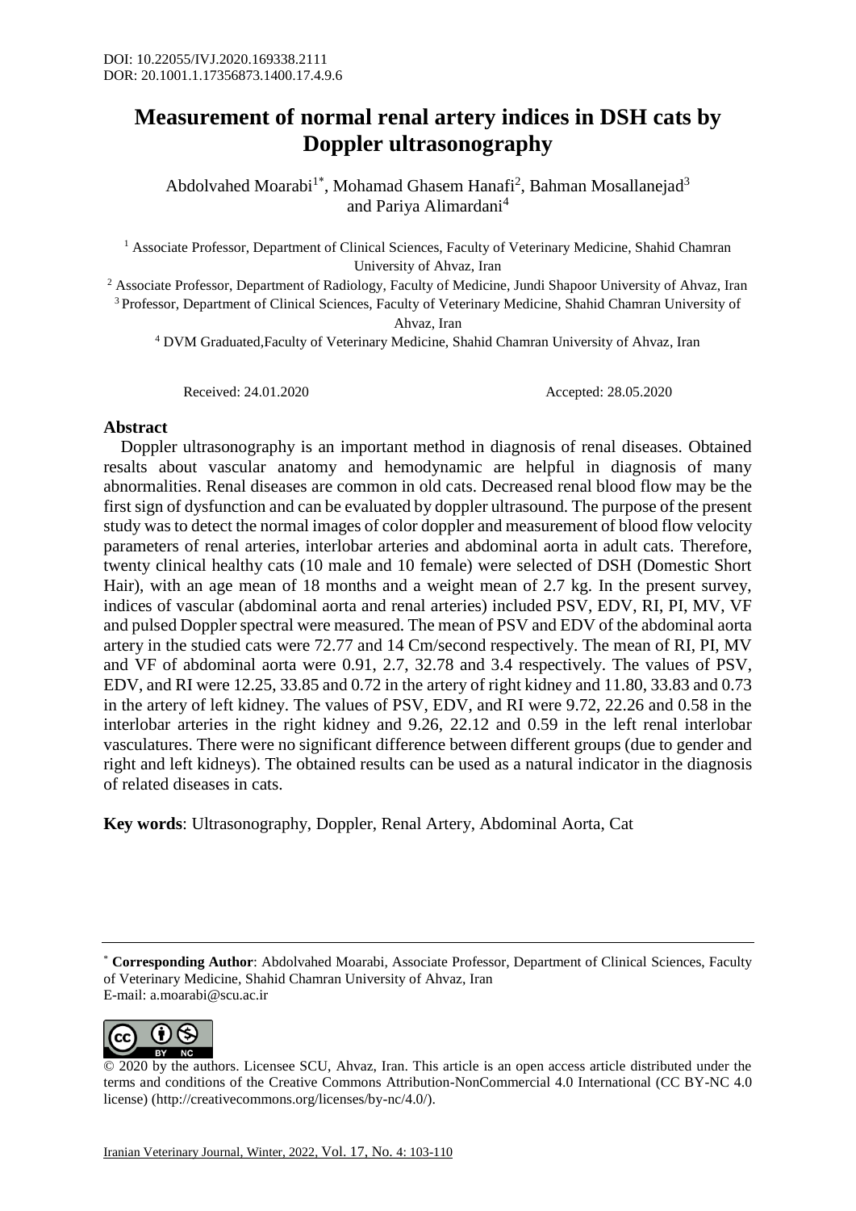DOI: 10.22055/IVJ.2020.169338.2111
DOR: 20.1001.1.17356873.1400.17.4.9.6

# Measurement of normal renal artery indices in DSH cats by Doppler ultrasonography

Abdolvahed Moarabi[1*], Mohamad Ghasem Hanafi[2], Bahman Mosallanejad[3] and Pariya Alimardani[4]

[1] Associate Professor, Department of Clinical Sciences, Faculty of Veterinary Medicine, Shahid Chamran University of Ahvaz, Iran

[2] Associate Professor, Department of Radiology, Faculty of Medicine, Jundi Shapoor University of Ahvaz, Iran

[3] Professor, Department of Clinical Sciences, Faculty of Veterinary Medicine, Shahid Chamran University of Ahvaz, Iran

[4] DVM Graduated,Faculty of Veterinary Medicine, Shahid Chamran University of Ahvaz, Iran

Received: 24.01.2020 Accepted: 28.05.2020

## Abstract

Doppler ultrasonography is an important method in diagnosis of renal diseases. Obtained resalts about vascular anatomy and hemodynamic are helpful in diagnosis of many abnormalities. Renal diseases are common in old cats. Decreased renal blood flow may be the first sign of dysfunction and can be evaluated by doppler ultrasound. The purpose of the present study was to detect the normal images of color doppler and measurement of blood flow velocity parameters of renal arteries, interlobar arteries and abdominal aorta in adult cats. Therefore, twenty clinical healthy cats (10 male and 10 female) were selected of DSH (Domestic Short Hair), with an age mean of 18 months and a weight mean of 2.7 kg. In the present survey, indices of vascular (abdominal aorta and renal arteries) included PSV, EDV, RI, PI, MV, VF and pulsed Doppler spectral were measured. The mean of PSV and EDV of the abdominal aorta artery in the studied cats were 72.77 and 14 Cm/second respectively. The mean of RI, PI, MV and VF of abdominal aorta were 0.91, 2.7, 32.78 and 3.4 respectively. The values of PSV, EDV, and RI were 12.25, 33.85 and 0.72 in the artery of right kidney and 11.80, 33.83 and 0.73 in the artery of left kidney. The values of PSV, EDV, and RI were 9.72, 22.26 and 0.58 in the interlobar arteries in the right kidney and 9.26, 22.12 and 0.59 in the left renal interlobar vasculatures. There were no significant difference between different groups (due to gender and right and left kidneys). The obtained results can be used as a natural indicator in the diagnosis of related diseases in cats.

**Key words**: Ultrasonography, Doppler, Renal Artery, Abdominal Aorta, Cat

---

[*] **Corresponding Author**: Abdolvahed Moarabi, Associate Professor, Department of Clinical Sciences, Faculty of Veterinary Medicine, Shahid Chamran University of Ahvaz, Iran
E-mail: a.moarabi@scu.ac.ir

© 2020 by the authors. Licensee SCU, Ahvaz, Iran. This article is an open access article distributed under the terms and conditions of the Creative Commons Attribution-NonCommercial 4.0 International (CC BY-NC 4.0 license) (http://creativecommons.org/licenses/by-nc/4.0/).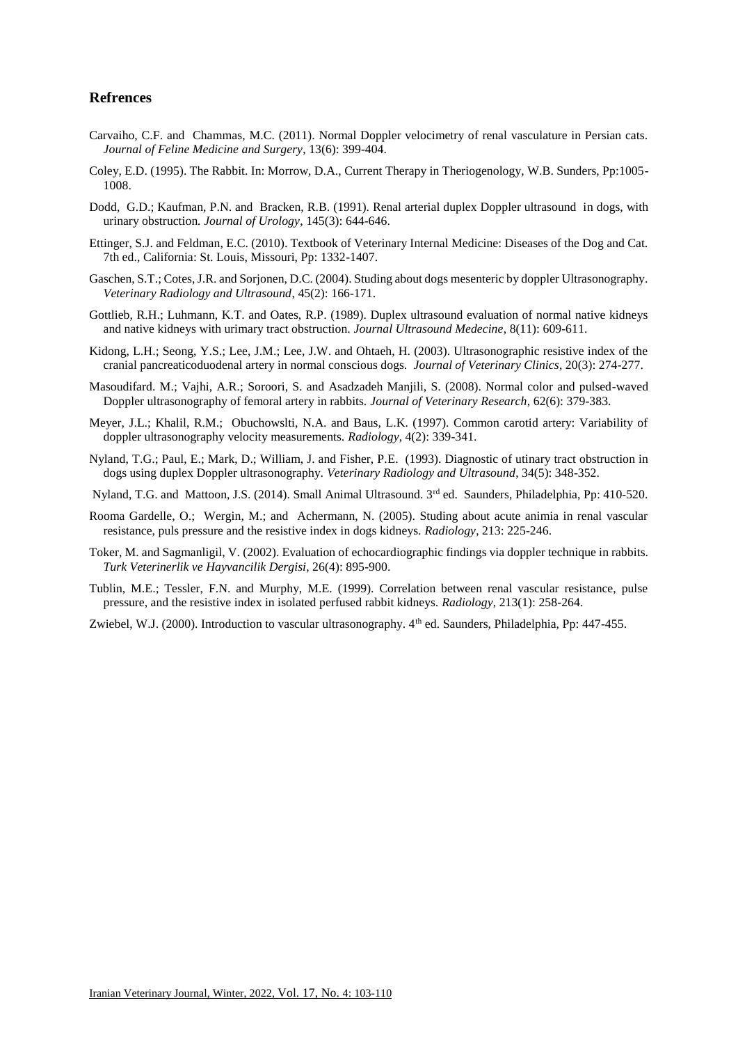## Refrences

Carvaiho, C.F. and Chammas, M.C. (2011). Normal Doppler velocimetry of renal vasculature in Persian cats. *Journal of Feline Medicine and Surgery*, 13(6): 399-404.

Coley, E.D. (1995). The Rabbit. In: Morrow, D.A., Current Therapy in Theriogenology, W.B. Sunders, Pp:1005-1008.

Dodd, G.D.; Kaufman, P.N. and Bracken, R.B. (1991). Renal arterial duplex Doppler ultrasound in dogs, with urinary obstruction. *Journal of Urology*, 145(3): 644-646.

Ettinger, S.J. and Feldman, E.C. (2010). Textbook of Veterinary Internal Medicine: Diseases of the Dog and Cat. 7th ed., California: St. Louis, Missouri, Pp: 1332-1407.

Gaschen, S.T.; Cotes, J.R. and Sorjonen, D.C. (2004). Studing about dogs mesenteric by doppler Ultrasonography. *Veterinary Radiology and Ultrasound*, 45(2): 166-171.

Gottlieb, R.H.; Luhmann, K.T. and Oates, R.P. (1989). Duplex ultrasound evaluation of normal native kidneys and native kidneys with urimary tract obstruction. *Journal Ultrasound Medecine*, 8(11): 609-611.

Kidong, L.H.; Seong, Y.S.; Lee, J.M.; Lee, J.W. and Ohtaeh, H. (2003). Ultrasonographic resistive index of the cranial pancreaticoduodenal artery in normal conscious dogs. *Journal of Veterinary Clinics*, 20(3): 274-277.

Masoudifard. M.; Vajhi, A.R.; Soroori, S. and Asadzadeh Manjili, S. (2008). Normal color and pulsed-waved Doppler ultrasonography of femoral artery in rabbits. *Journal of Veterinary Research*, 62(6): 379-383.

Meyer, J.L.; Khalil, R.M.; Obuchowslti, N.A. and Baus, L.K. (1997). Common carotid artery: Variability of doppler ultrasonography velocity measurements. *Radiology*, 4(2): 339-341.

Nyland, T.G.; Paul, E.; Mark, D.; William, J. and Fisher, P.E. (1993). Diagnostic of utinary tract obstruction in dogs using duplex Doppler ultrasonography. *Veterinary Radiology and Ultrasound*, 34(5): 348-352.

Nyland, T.G. and Mattoon, J.S. (2014). Small Animal Ultrasound. 3rd ed. Saunders, Philadelphia, Pp: 410-520.

Rooma Gardelle, O.; Wergin, M.; and Achermann, N. (2005). Studing about acute animia in renal vascular resistance, puls pressure and the resistive index in dogs kidneys. *Radiology*, 213: 225-246.

Toker, M. and Sagmanligil, V. (2002). Evaluation of echocardiographic findings via doppler technique in rabbits. *Turk Veterinerlik ve Hayvancilik Dergisi*, 26(4): 895-900.

Tublin, M.E.; Tessler, F.N. and Murphy, M.E. (1999). Correlation between renal vascular resistance, pulse pressure, and the resistive index in isolated perfused rabbit kidneys. *Radiology*, 213(1): 258-264.

Zwiebel, W.J. (2000). Introduction to vascular ultrasonography. 4th ed. Saunders, Philadelphia, Pp: 447-455.